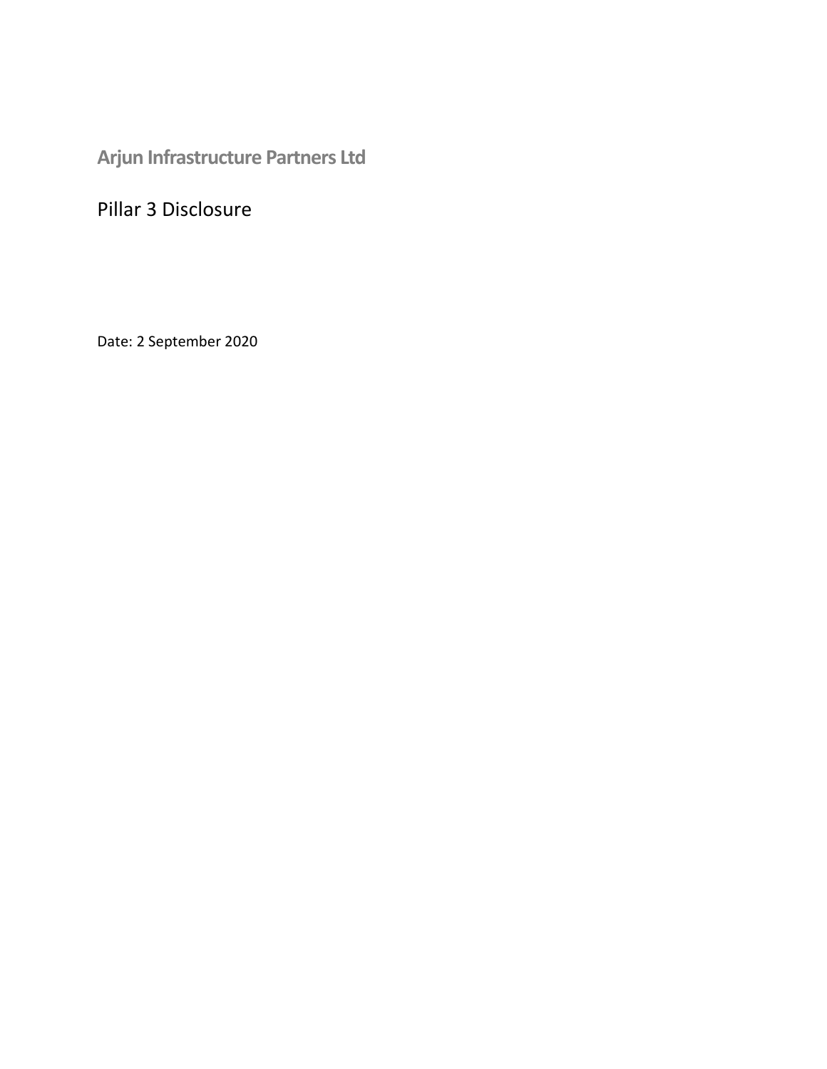# Arjun Infrastructure Partners Ltd

## Pillar 3 Disclosure

Date: 2 September 2020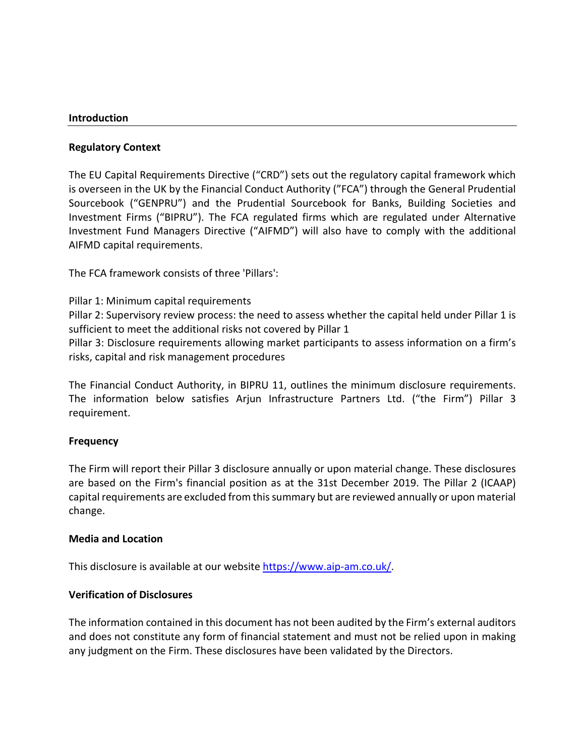## Introduction

### Regulatory Context

The EU Capital Requirements Directive ("CRD") sets out the regulatory capital framework which is overseen in the UK by the Financial Conduct Authority ("FCA") through the General Prudential Sourcebook ("GENPRU") and the Prudential Sourcebook for Banks, Building Societies and Investment Firms ("BIPRU"). The FCA regulated firms which are regulated under Alternative Investment Fund Managers Directive ("AIFMD") will also have to comply with the additional AIFMD capital requirements.

The FCA framework consists of three 'Pillars':

Pillar 1: Minimum capital requirements
Pillar 2: Supervisory review process: the need to assess whether the capital held under Pillar 1 is sufficient to meet the additional risks not covered by Pillar 1
Pillar 3: Disclosure requirements allowing market participants to assess information on a firm's risks, capital and risk management procedures

The Financial Conduct Authority, in BIPRU 11, outlines the minimum disclosure requirements. The information below satisfies Arjun Infrastructure Partners Ltd. ("the Firm") Pillar 3 requirement.

### Frequency

The Firm will report their Pillar 3 disclosure annually or upon material change. These disclosures are based on the Firm's financial position as at the 31st December 2019. The Pillar 2 (ICAAP) capital requirements are excluded from this summary but are reviewed annually or upon material change.

### Media and Location

This disclosure is available at our website [https://www.aip-am.co.uk/](https://www.aip-am.co.uk/).

### Verification of Disclosures

The information contained in this document has not been audited by the Firm's external auditors and does not constitute any form of financial statement and must not be relied upon in making any judgment on the Firm. These disclosures have been validated by the Directors.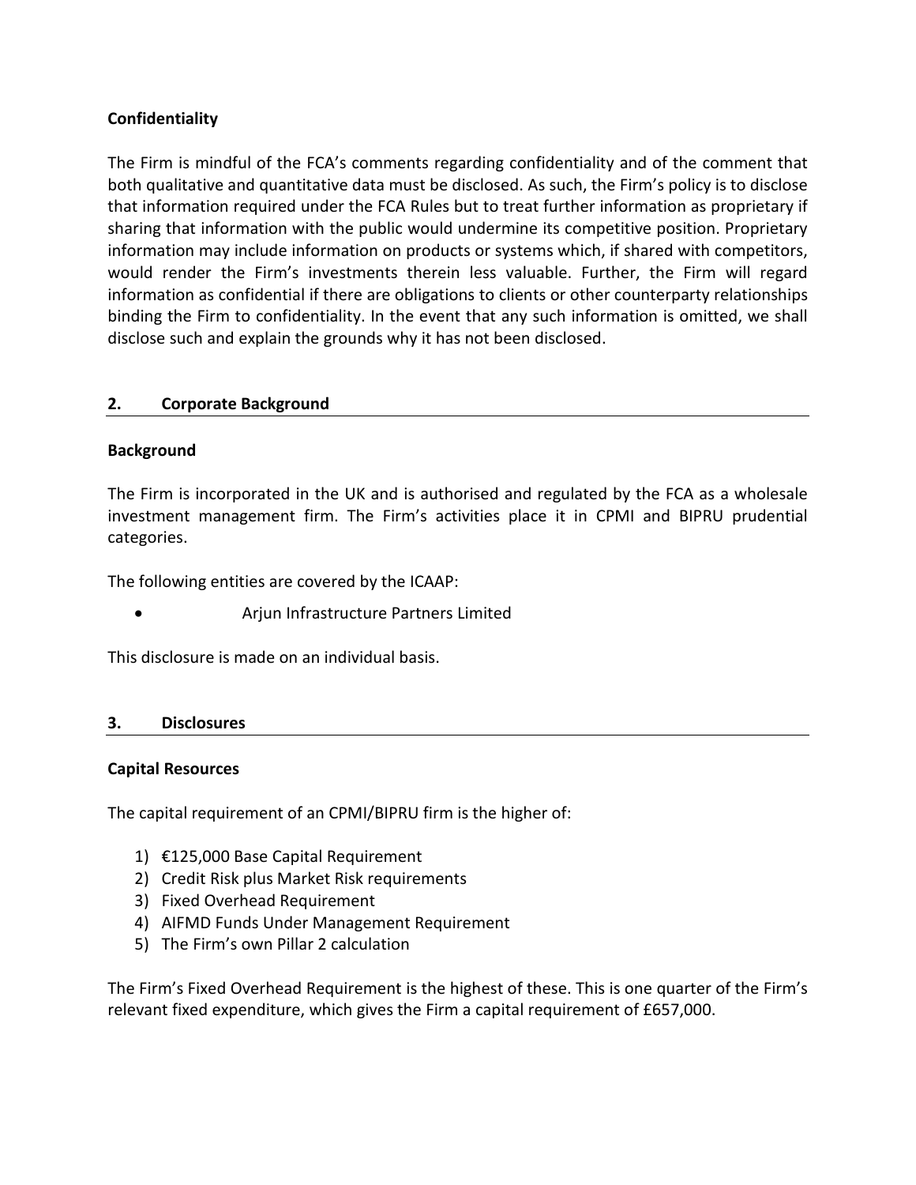**Confidentiality**

The Firm is mindful of the FCA's comments regarding confidentiality and of the comment that both qualitative and quantitative data must be disclosed. As such, the Firm's policy is to disclose that information required under the FCA Rules but to treat further information as proprietary if sharing that information with the public would undermine its competitive position. Proprietary information may include information on products or systems which, if shared with competitors, would render the Firm's investments therein less valuable. Further, the Firm will regard information as confidential if there are obligations to clients or other counterparty relationships binding the Firm to confidentiality. In the event that any such information is omitted, we shall disclose such and explain the grounds why it has not been disclosed.

## 2. Corporate Background

**Background**

The Firm is incorporated in the UK and is authorised and regulated by the FCA as a wholesale investment management firm. The Firm's activities place it in CPMI and BIPRU prudential categories.

The following entities are covered by the ICAAP:

- Arjun Infrastructure Partners Limited

This disclosure is made on an individual basis.

## 3. Disclosures

**Capital Resources**

The capital requirement of an CPMI/BIPRU firm is the higher of:

1) €125,000 Base Capital Requirement
2) Credit Risk plus Market Risk requirements
3) Fixed Overhead Requirement
4) AIFMD Funds Under Management Requirement
5) The Firm's own Pillar 2 calculation

The Firm's Fixed Overhead Requirement is the highest of these. This is one quarter of the Firm's relevant fixed expenditure, which gives the Firm a capital requirement of £657,000.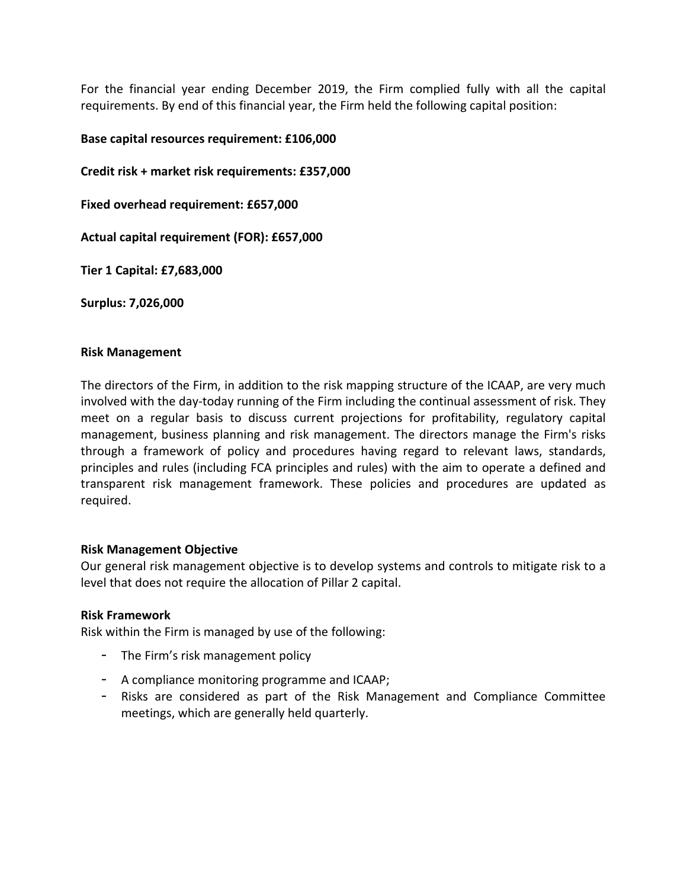For the financial year ending December 2019, the Firm complied fully with all the capital requirements. By end of this financial year, the Firm held the following capital position:

**Base capital resources requirement: £106,000**

**Credit risk + market risk requirements: £357,000**

**Fixed overhead requirement: £657,000**

**Actual capital requirement (FOR): £657,000**

**Tier 1 Capital: £7,683,000**

**Surplus: 7,026,000**

## Risk Management

The directors of the Firm, in addition to the risk mapping structure of the ICAAP, are very much involved with the day-today running of the Firm including the continual assessment of risk. They meet on a regular basis to discuss current projections for profitability, regulatory capital management, business planning and risk management. The directors manage the Firm's risks through a framework of policy and procedures having regard to relevant laws, standards, principles and rules (including FCA principles and rules) with the aim to operate a defined and transparent risk management framework. These policies and procedures are updated as required.

### Risk Management Objective

Our general risk management objective is to develop systems and controls to mitigate risk to a level that does not require the allocation of Pillar 2 capital.

### Risk Framework

Risk within the Firm is managed by use of the following:

- The Firm's risk management policy
- A compliance monitoring programme and ICAAP;
- Risks are considered as part of the Risk Management and Compliance Committee meetings, which are generally held quarterly.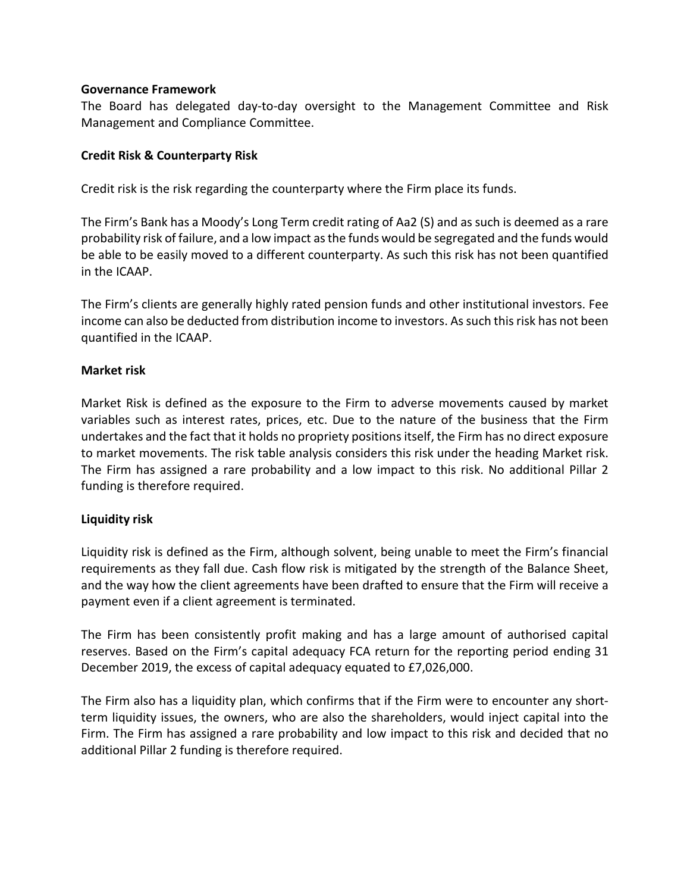**Governance Framework**

The Board has delegated day-to-day oversight to the Management Committee and Risk Management and Compliance Committee.

**Credit Risk & Counterparty Risk**

Credit risk is the risk regarding the counterparty where the Firm place its funds.

The Firm's Bank has a Moody's Long Term credit rating of Aa2 (S) and as such is deemed as a rare probability risk of failure, and a low impact as the funds would be segregated and the funds would be able to be easily moved to a different counterparty. As such this risk has not been quantified in the ICAAP.

The Firm's clients are generally highly rated pension funds and other institutional investors. Fee income can also be deducted from distribution income to investors. As such this risk has not been quantified in the ICAAP.

**Market risk**

Market Risk is defined as the exposure to the Firm to adverse movements caused by market variables such as interest rates, prices, etc. Due to the nature of the business that the Firm undertakes and the fact that it holds no propriety positions itself, the Firm has no direct exposure to market movements. The risk table analysis considers this risk under the heading Market risk. The Firm has assigned a rare probability and a low impact to this risk. No additional Pillar 2 funding is therefore required.

**Liquidity risk**

Liquidity risk is defined as the Firm, although solvent, being unable to meet the Firm's financial requirements as they fall due. Cash flow risk is mitigated by the strength of the Balance Sheet, and the way how the client agreements have been drafted to ensure that the Firm will receive a payment even if a client agreement is terminated.

The Firm has been consistently profit making and has a large amount of authorised capital reserves. Based on the Firm's capital adequacy FCA return for the reporting period ending 31 December 2019, the excess of capital adequacy equated to £7,026,000.

The Firm also has a liquidity plan, which confirms that if the Firm were to encounter any short-term liquidity issues, the owners, who are also the shareholders, would inject capital into the Firm. The Firm has assigned a rare probability and low impact to this risk and decided that no additional Pillar 2 funding is therefore required.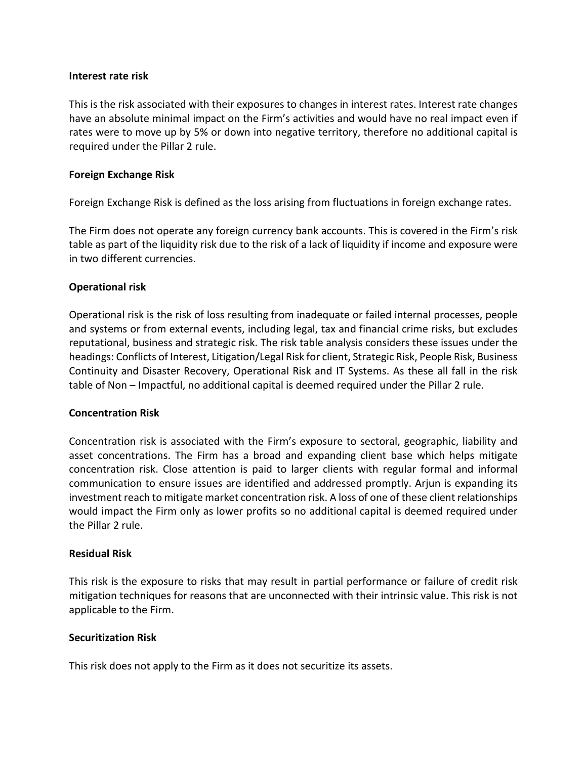**Interest rate risk**

This is the risk associated with their exposures to changes in interest rates. Interest rate changes have an absolute minimal impact on the Firm's activities and would have no real impact even if rates were to move up by 5% or down into negative territory, therefore no additional capital is required under the Pillar 2 rule.

**Foreign Exchange Risk**

Foreign Exchange Risk is defined as the loss arising from fluctuations in foreign exchange rates.

The Firm does not operate any foreign currency bank accounts. This is covered in the Firm's risk table as part of the liquidity risk due to the risk of a lack of liquidity if income and exposure were in two different currencies.

**Operational risk**

Operational risk is the risk of loss resulting from inadequate or failed internal processes, people and systems or from external events, including legal, tax and financial crime risks, but excludes reputational, business and strategic risk. The risk table analysis considers these issues under the headings: Conflicts of Interest, Litigation/Legal Risk for client, Strategic Risk, People Risk, Business Continuity and Disaster Recovery, Operational Risk and IT Systems. As these all fall in the risk table of Non – Impactful, no additional capital is deemed required under the Pillar 2 rule.

**Concentration Risk**

Concentration risk is associated with the Firm's exposure to sectoral, geographic, liability and asset concentrations. The Firm has a broad and expanding client base which helps mitigate concentration risk. Close attention is paid to larger clients with regular formal and informal communication to ensure issues are identified and addressed promptly. Arjun is expanding its investment reach to mitigate market concentration risk. A loss of one of these client relationships would impact the Firm only as lower profits so no additional capital is deemed required under the Pillar 2 rule.

**Residual Risk**

This risk is the exposure to risks that may result in partial performance or failure of credit risk mitigation techniques for reasons that are unconnected with their intrinsic value. This risk is not applicable to the Firm.

**Securitization Risk**

This risk does not apply to the Firm as it does not securitize its assets.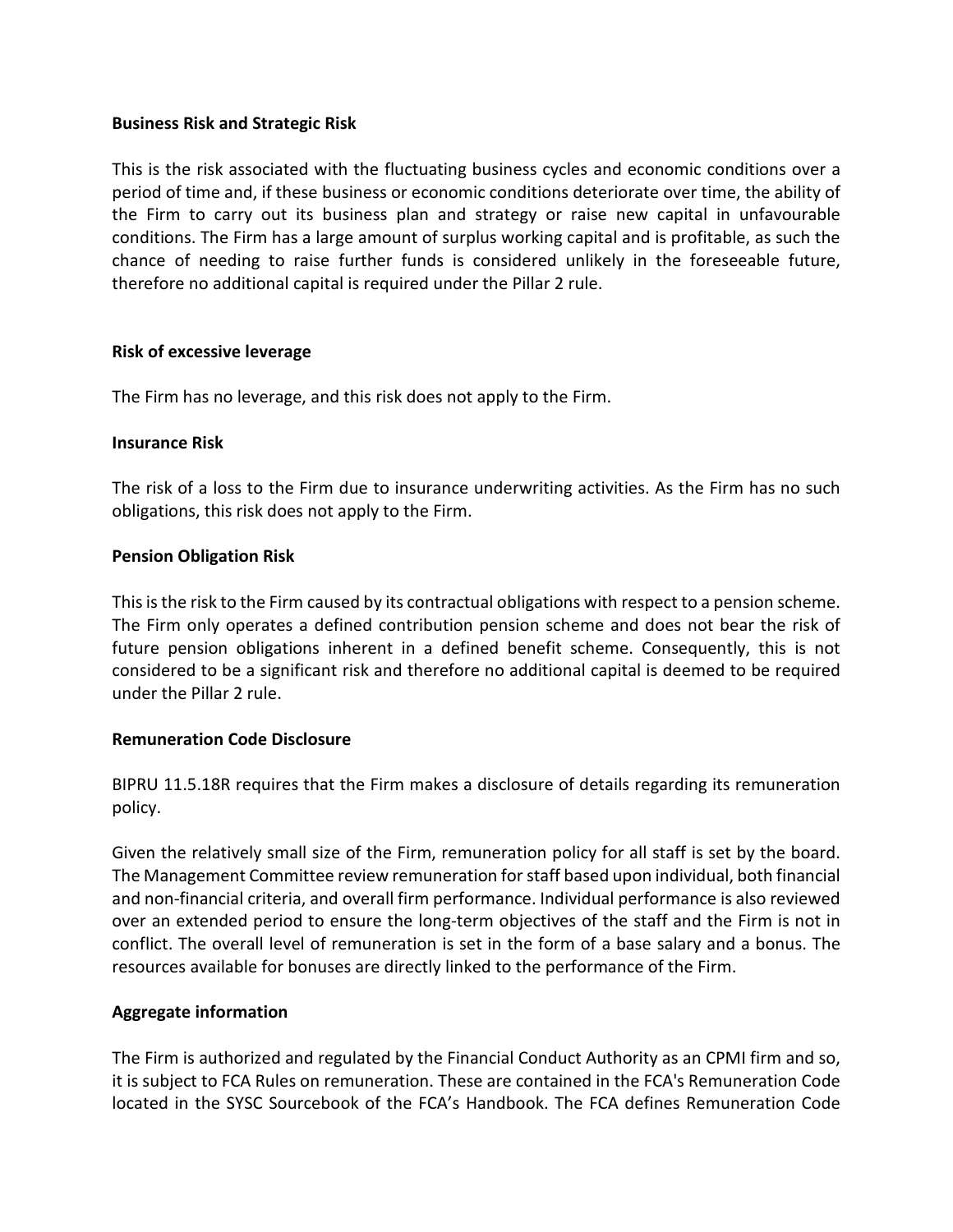**Business Risk and Strategic Risk**

This is the risk associated with the fluctuating business cycles and economic conditions over a period of time and, if these business or economic conditions deteriorate over time, the ability of the Firm to carry out its business plan and strategy or raise new capital in unfavourable conditions. The Firm has a large amount of surplus working capital and is profitable, as such the chance of needing to raise further funds is considered unlikely in the foreseeable future, therefore no additional capital is required under the Pillar 2 rule.

**Risk of excessive leverage**

The Firm has no leverage, and this risk does not apply to the Firm.

**Insurance Risk**

The risk of a loss to the Firm due to insurance underwriting activities. As the Firm has no such obligations, this risk does not apply to the Firm.

**Pension Obligation Risk**

This is the risk to the Firm caused by its contractual obligations with respect to a pension scheme. The Firm only operates a defined contribution pension scheme and does not bear the risk of future pension obligations inherent in a defined benefit scheme. Consequently, this is not considered to be a significant risk and therefore no additional capital is deemed to be required under the Pillar 2 rule.

**Remuneration Code Disclosure**

BIPRU 11.5.18R requires that the Firm makes a disclosure of details regarding its remuneration policy.

Given the relatively small size of the Firm, remuneration policy for all staff is set by the board. The Management Committee review remuneration for staff based upon individual, both financial and non-financial criteria, and overall firm performance. Individual performance is also reviewed over an extended period to ensure the long-term objectives of the staff and the Firm is not in conflict. The overall level of remuneration is set in the form of a base salary and a bonus. The resources available for bonuses are directly linked to the performance of the Firm.

**Aggregate information**

The Firm is authorized and regulated by the Financial Conduct Authority as an CPMI firm and so, it is subject to FCA Rules on remuneration. These are contained in the FCA's Remuneration Code located in the SYSC Sourcebook of the FCA's Handbook. The FCA defines Remuneration Code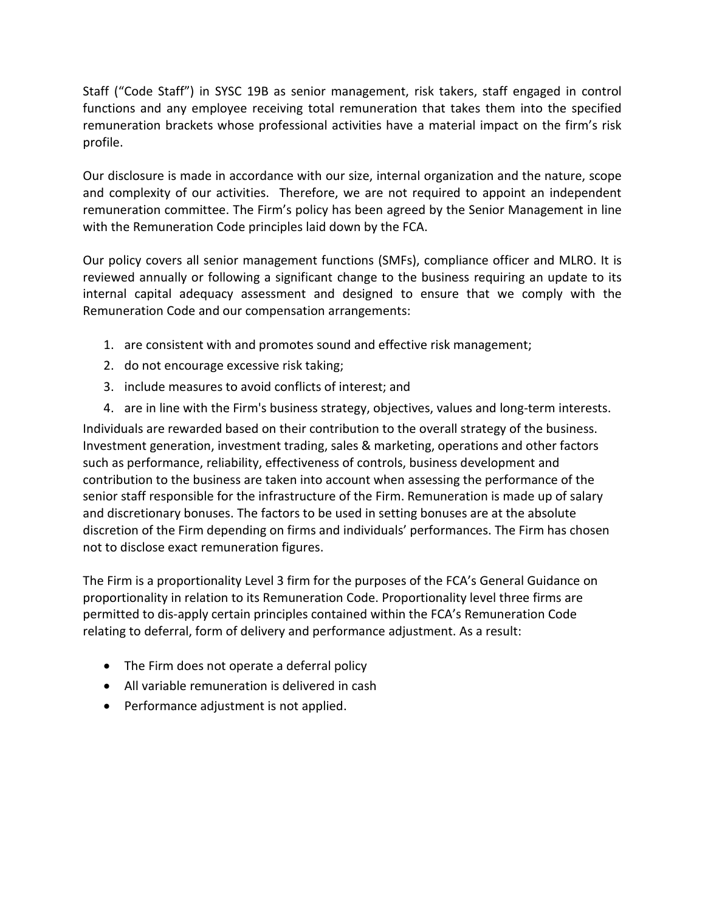Staff ("Code Staff") in SYSC 19B as senior management, risk takers, staff engaged in control functions and any employee receiving total remuneration that takes them into the specified remuneration brackets whose professional activities have a material impact on the firm's risk profile.

Our disclosure is made in accordance with our size, internal organization and the nature, scope and complexity of our activities. Therefore, we are not required to appoint an independent remuneration committee. The Firm's policy has been agreed by the Senior Management in line with the Remuneration Code principles laid down by the FCA.

Our policy covers all senior management functions (SMFs), compliance officer and MLRO. It is reviewed annually or following a significant change to the business requiring an update to its internal capital adequacy assessment and designed to ensure that we comply with the Remuneration Code and our compensation arrangements:

1. are consistent with and promotes sound and effective risk management;
2. do not encourage excessive risk taking;
3. include measures to avoid conflicts of interest; and
4. are in line with the Firm's business strategy, objectives, values and long-term interests.

Individuals are rewarded based on their contribution to the overall strategy of the business. Investment generation, investment trading, sales & marketing, operations and other factors such as performance, reliability, effectiveness of controls, business development and contribution to the business are taken into account when assessing the performance of the senior staff responsible for the infrastructure of the Firm. Remuneration is made up of salary and discretionary bonuses. The factors to be used in setting bonuses are at the absolute discretion of the Firm depending on firms and individuals' performances. The Firm has chosen not to disclose exact remuneration figures.

The Firm is a proportionality Level 3 firm for the purposes of the FCA's General Guidance on proportionality in relation to its Remuneration Code. Proportionality level three firms are permitted to dis-apply certain principles contained within the FCA's Remuneration Code relating to deferral, form of delivery and performance adjustment. As a result:

- The Firm does not operate a deferral policy
- All variable remuneration is delivered in cash
- Performance adjustment is not applied.